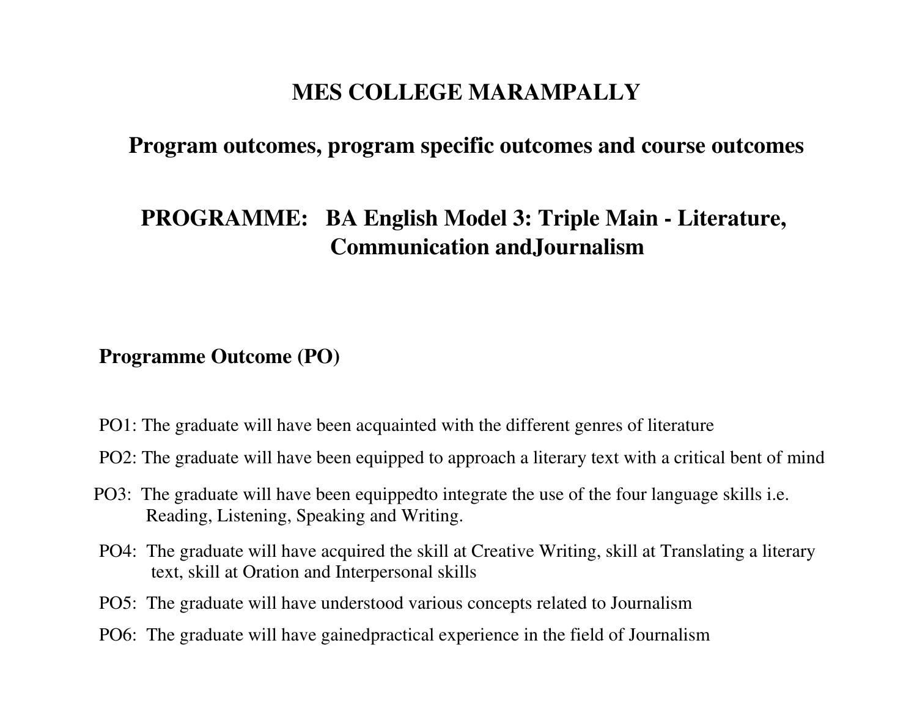# MES COLLEGE MARAMPALLY

## Program outcomes, program specific outcomes and course outcomes

## PROGRAMME: BA English Model 3: Triple Main - Literature, Communication andJournalism

### Programme Outcome (PO)

PO1: The graduate will have been acquainted with the different genres of literature

PO2: The graduate will have been equipped to approach a literary text with a critical bent of mind

PO3: The graduate will have been equippedto integrate the use of the four language skills i.e. Reading, Listening, Speaking and Writing.

PO4: The graduate will have acquired the skill at Creative Writing, skill at Translating a literary text, skill at Oration and Interpersonal skills

PO5: The graduate will have understood various concepts related to Journalism

PO6: The graduate will have gainedpractical experience in the field of Journalism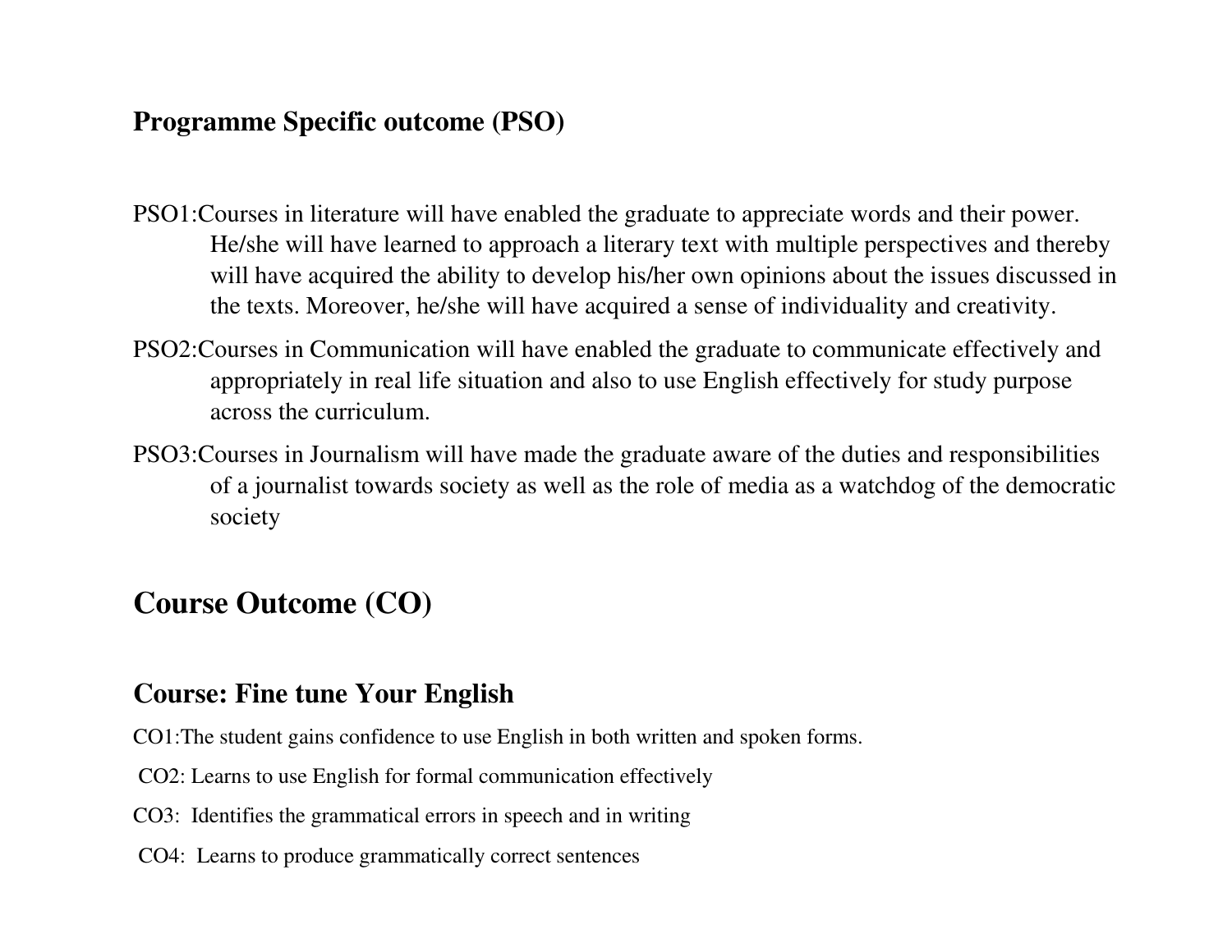### Programme Specific outcome (PSO)

PSO1:Courses in literature will have enabled the graduate to appreciate words and their power. He/she will have learned to approach a literary text with multiple perspectives and thereby will have acquired the ability to develop his/her own opinions about the issues discussed in the texts. Moreover, he/she will have acquired a sense of individuality and creativity.

PSO2:Courses in Communication will have enabled the graduate to communicate effectively and appropriately in real life situation and also to use English effectively for study purpose across the curriculum.

PSO3:Courses in Journalism will have made the graduate aware of the duties and responsibilities of a journalist towards society as well as the role of media as a watchdog of the democratic society

## Course Outcome (CO)

### Course: Fine tune Your English

CO1:The student gains confidence to use English in both written and spoken forms.

CO2: Learns to use English for formal communication effectively

CO3: Identifies the grammatical errors in speech and in writing

CO4: Learns to produce grammatically correct sentences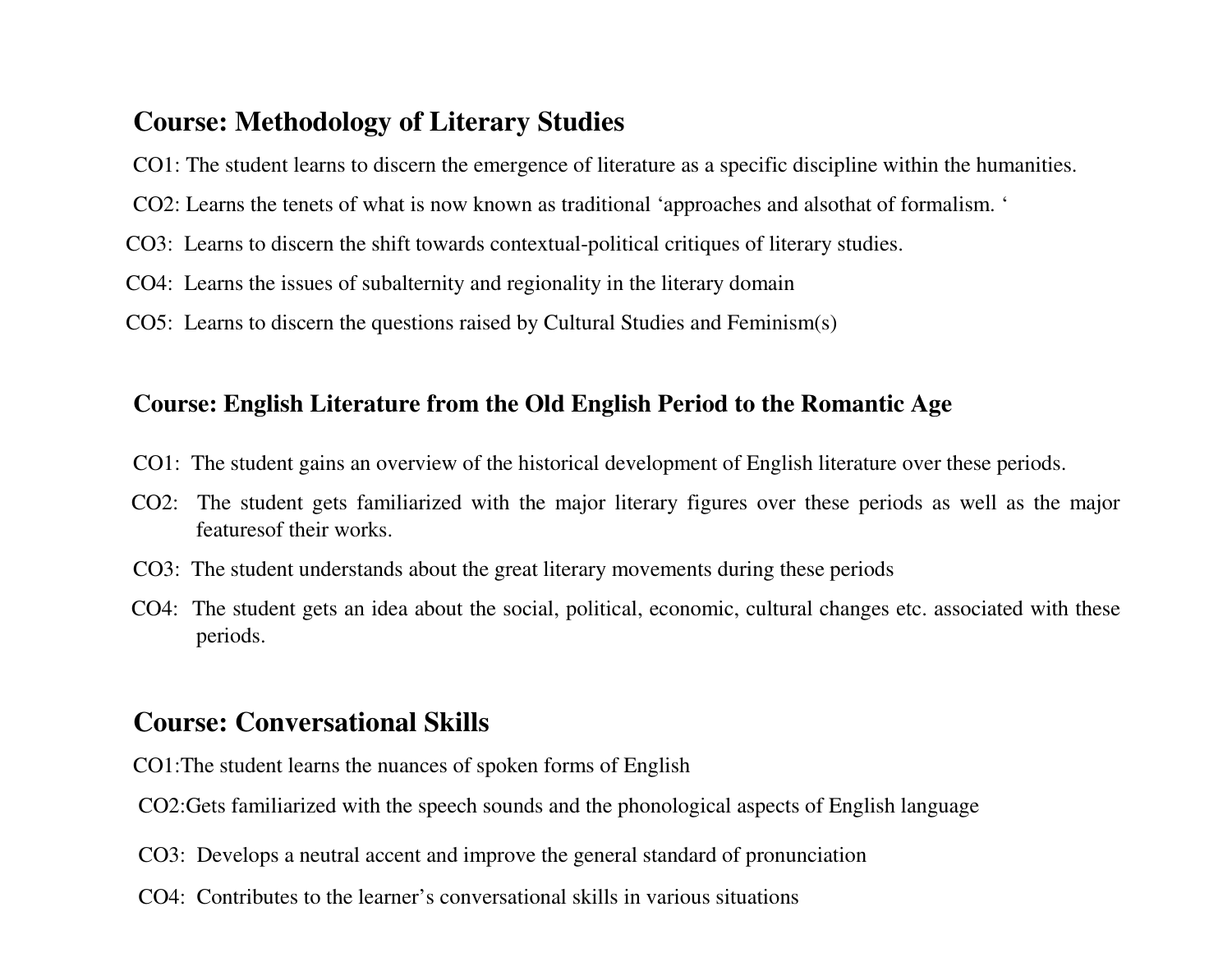## Course: Methodology of Literary Studies

CO1: The student learns to discern the emergence of literature as a specific discipline within the humanities.

CO2: Learns the tenets of what is now known as traditional 'approaches and alsothat of formalism. '

CO3: Learns to discern the shift towards contextual-political critiques of literary studies.

CO4: Learns the issues of subalternity and regionality in the literary domain

CO5: Learns to discern the questions raised by Cultural Studies and Feminism(s)

## Course: English Literature from the Old English Period to the Romantic Age

CO1: The student gains an overview of the historical development of English literature over these periods.

CO2: The student gets familiarized with the major literary figures over these periods as well as the major featuresof their works.

CO3: The student understands about the great literary movements during these periods

CO4: The student gets an idea about the social, political, economic, cultural changes etc. associated with these periods.

## Course: Conversational Skills

CO1:The student learns the nuances of spoken forms of English

CO2:Gets familiarized with the speech sounds and the phonological aspects of English language

CO3: Develops a neutral accent and improve the general standard of pronunciation

CO4: Contributes to the learner's conversational skills in various situations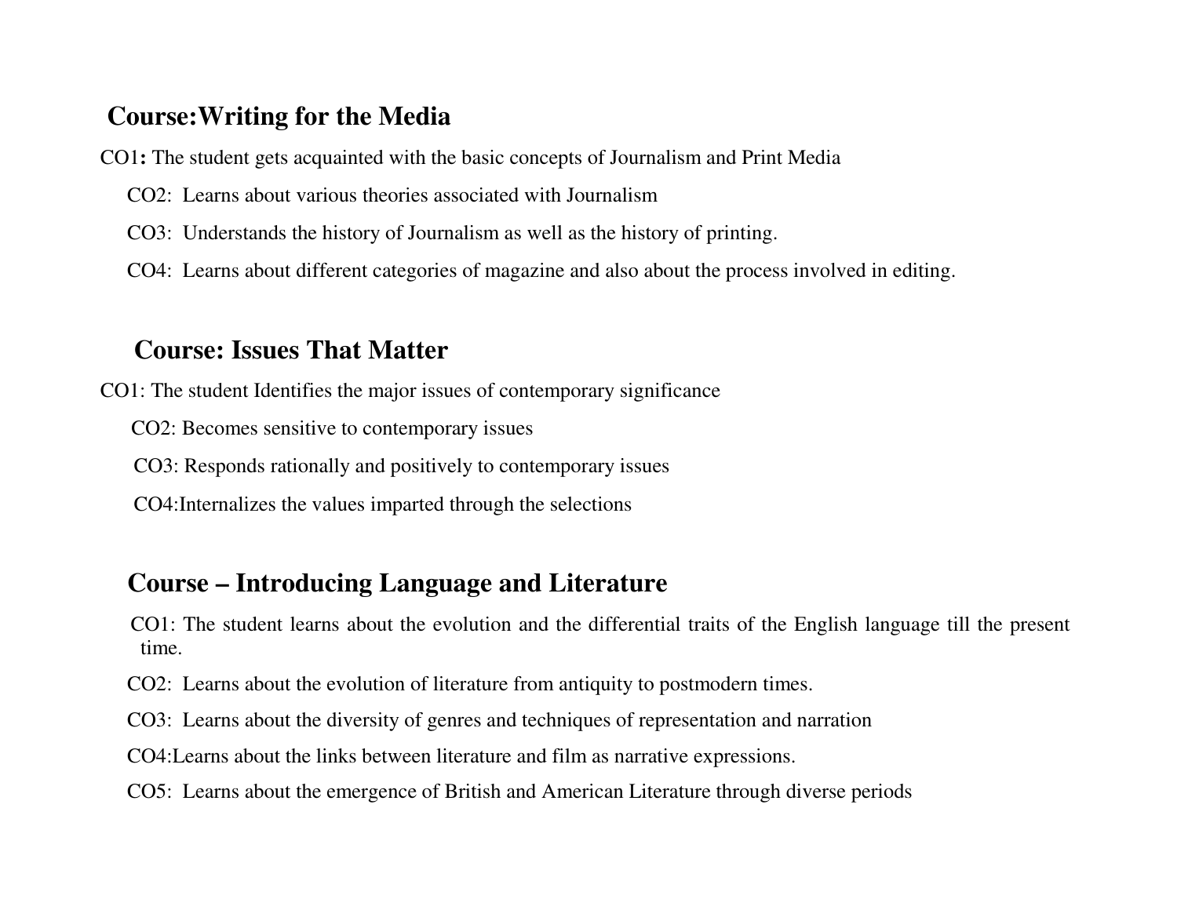## Course:Writing for the Media

CO1**:** The student gets acquainted with the basic concepts of Journalism and Print Media

CO2: Learns about various theories associated with Journalism

CO3: Understands the history of Journalism as well as the history of printing.

CO4: Learns about different categories of magazine and also about the process involved in editing.

## Course: Issues That Matter

CO1: The student Identifies the major issues of contemporary significance

CO2: Becomes sensitive to contemporary issues

CO3: Responds rationally and positively to contemporary issues

CO4:Internalizes the values imparted through the selections

## Course – Introducing Language and Literature

CO1: The student learns about the evolution and the differential traits of the English language till the present time.

CO2: Learns about the evolution of literature from antiquity to postmodern times.

CO3: Learns about the diversity of genres and techniques of representation and narration

CO4:Learns about the links between literature and film as narrative expressions.

CO5: Learns about the emergence of British and American Literature through diverse periods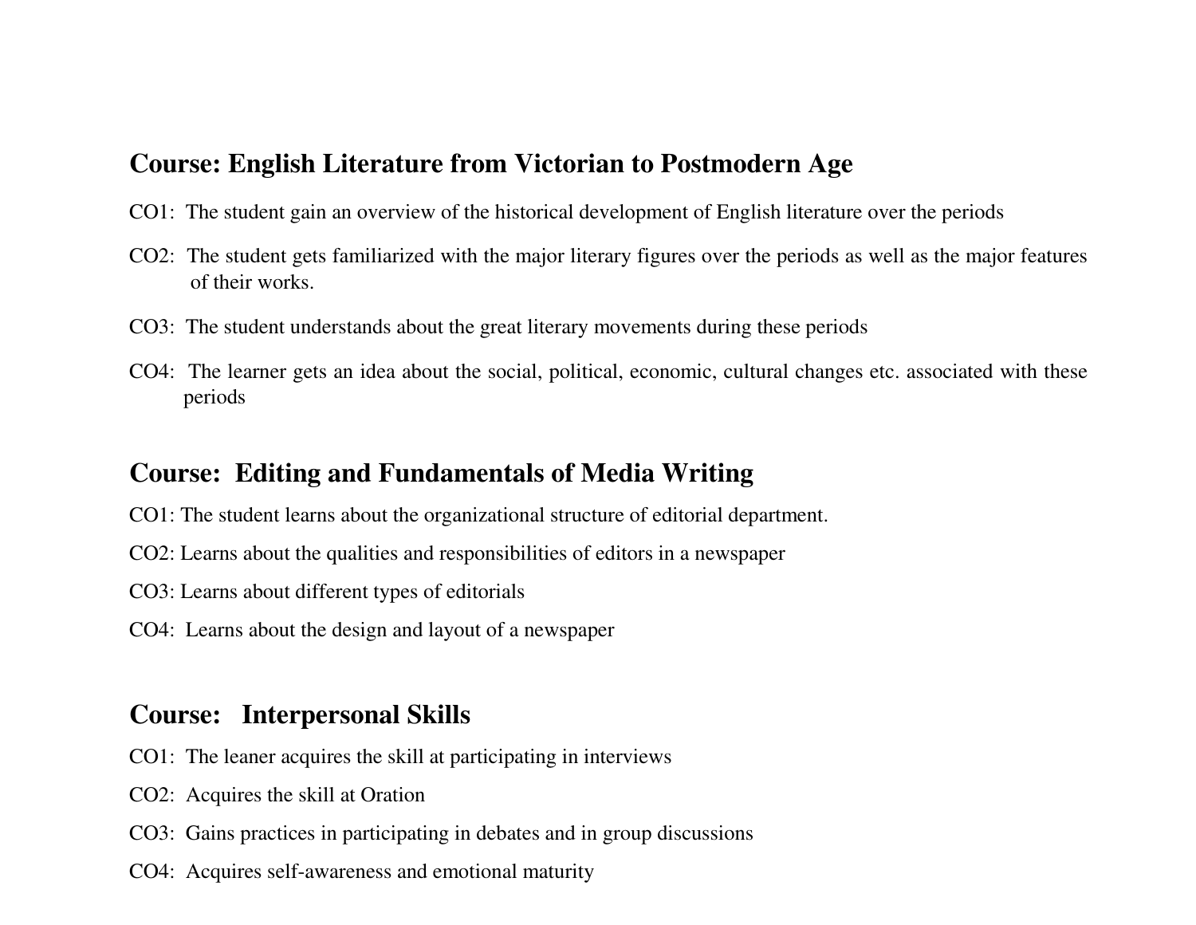## Course: English Literature from Victorian to Postmodern Age

CO1: The student gain an overview of the historical development of English literature over the periods

CO2: The student gets familiarized with the major literary figures over the periods as well as the major features of their works.

CO3: The student understands about the great literary movements during these periods

CO4: The learner gets an idea about the social, political, economic, cultural changes etc. associated with these periods

## Course: Editing and Fundamentals of Media Writing

CO1: The student learns about the organizational structure of editorial department.

CO2: Learns about the qualities and responsibilities of editors in a newspaper

CO3: Learns about different types of editorials

CO4: Learns about the design and layout of a newspaper

## Course: Interpersonal Skills

CO1: The leaner acquires the skill at participating in interviews

CO2: Acquires the skill at Oration

CO3: Gains practices in participating in debates and in group discussions

CO4: Acquires self-awareness and emotional maturity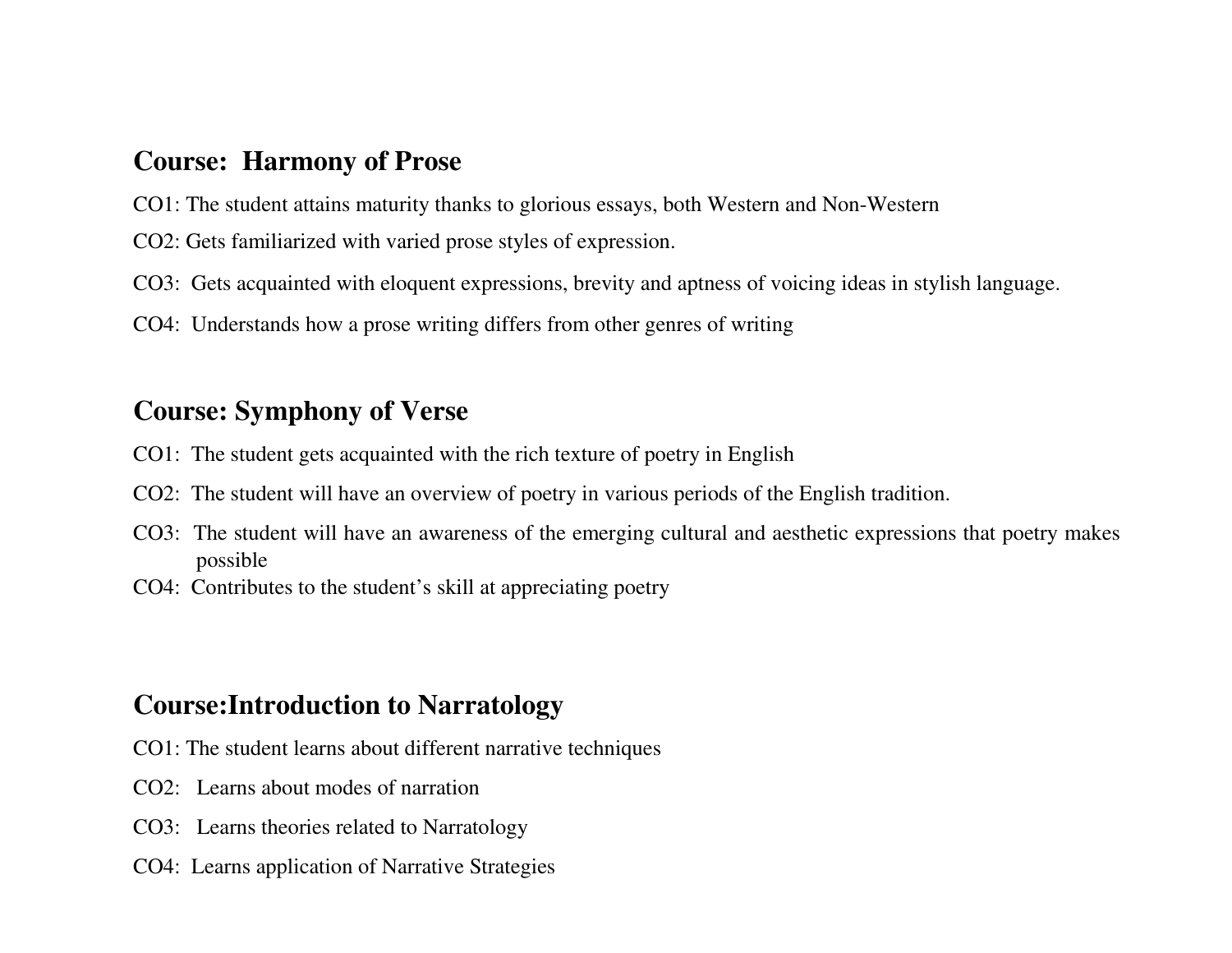## Course: Harmony of Prose

CO1: The student attains maturity thanks to glorious essays, both Western and Non-Western

CO2: Gets familiarized with varied prose styles of expression.

CO3: Gets acquainted with eloquent expressions, brevity and aptness of voicing ideas in stylish language.

CO4: Understands how a prose writing differs from other genres of writing

## Course: Symphony of Verse

CO1: The student gets acquainted with the rich texture of poetry in English

CO2: The student will have an overview of poetry in various periods of the English tradition.

CO3: The student will have an awareness of the emerging cultural and aesthetic expressions that poetry makes possible

CO4: Contributes to the student's skill at appreciating poetry

## Course:Introduction to Narratology

CO1: The student learns about different narrative techniques

CO2: Learns about modes of narration

CO3: Learns theories related to Narratology

CO4: Learns application of Narrative Strategies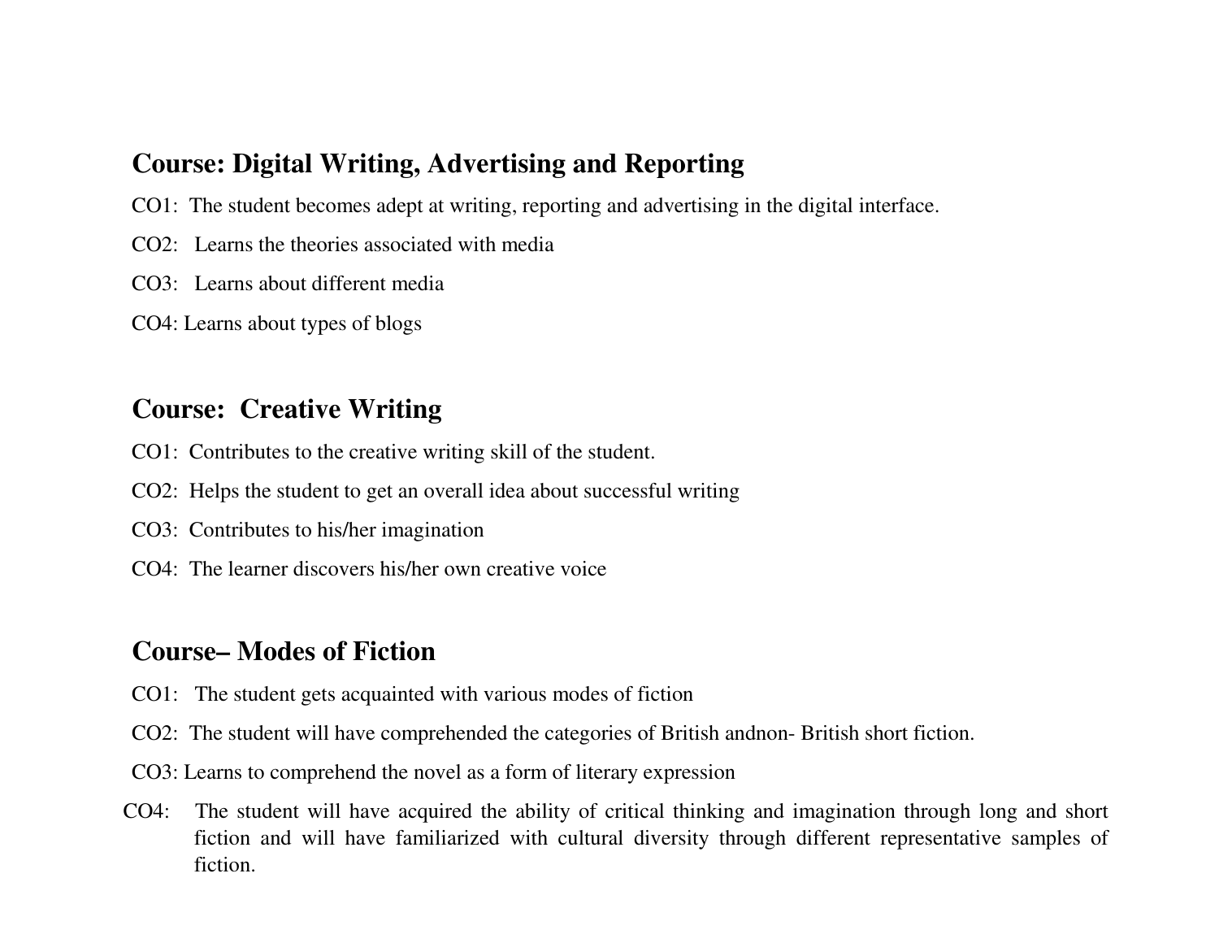## Course: Digital Writing, Advertising and Reporting

CO1: The student becomes adept at writing, reporting and advertising in the digital interface.

CO2: Learns the theories associated with media

CO3: Learns about different media

CO4: Learns about types of blogs

## Course: Creative Writing

CO1: Contributes to the creative writing skill of the student.

CO2: Helps the student to get an overall idea about successful writing

CO3: Contributes to his/her imagination

CO4: The learner discovers his/her own creative voice

## Course– Modes of Fiction

CO1: The student gets acquainted with various modes of fiction

CO2: The student will have comprehended the categories of British andnon- British short fiction.

CO3: Learns to comprehend the novel as a form of literary expression

CO4: The student will have acquired the ability of critical thinking and imagination through long and short fiction and will have familiarized with cultural diversity through different representative samples of fiction.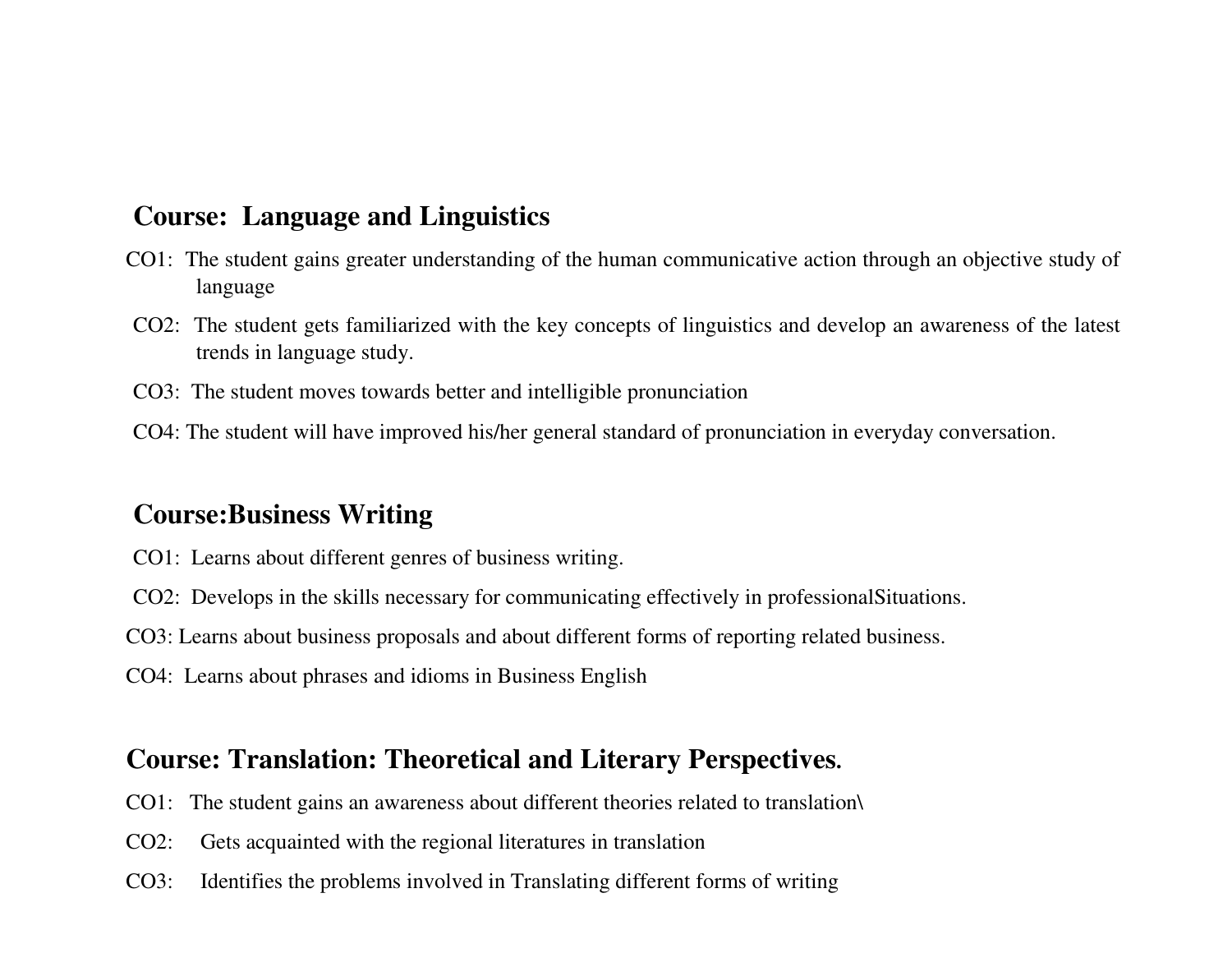## Course: Language and Linguistics

CO1: The student gains greater understanding of the human communicative action through an objective study of language

CO2: The student gets familiarized with the key concepts of linguistics and develop an awareness of the latest trends in language study.

CO3: The student moves towards better and intelligible pronunciation

CO4: The student will have improved his/her general standard of pronunciation in everyday conversation.

## Course:Business Writing

CO1: Learns about different genres of business writing.

CO2: Develops in the skills necessary for communicating effectively in professionalSituations.

CO3: Learns about business proposals and about different forms of reporting related business.

CO4: Learns about phrases and idioms in Business English

## Course: Translation: Theoretical and Literary Perspectives.

CO1: The student gains an awareness about different theories related to translation\

CO2: Gets acquainted with the regional literatures in translation

CO3: Identifies the problems involved in Translating different forms of writing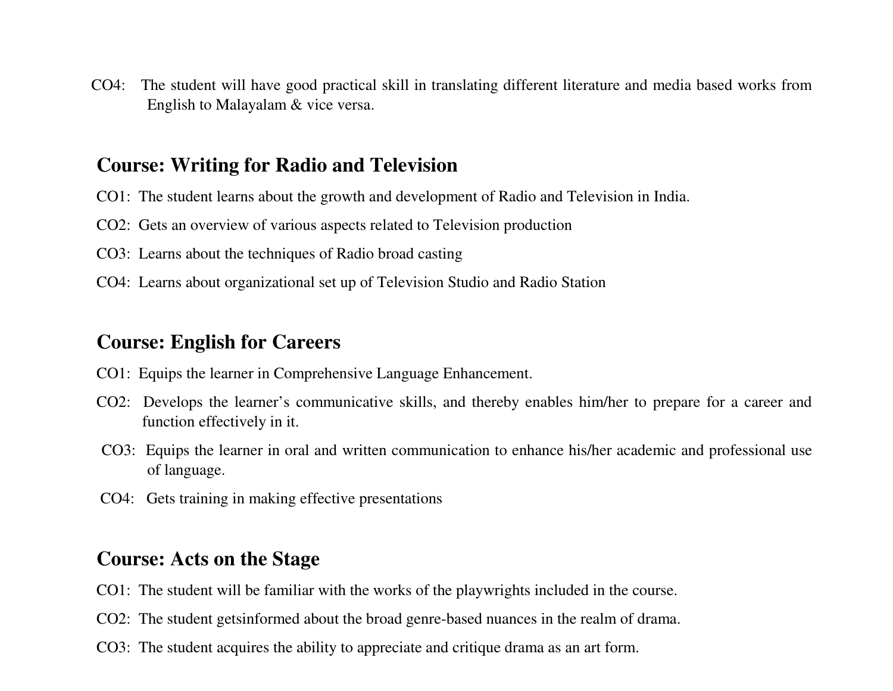CO4: The student will have good practical skill in translating different literature and media based works from English to Malayalam & vice versa.

## Course: Writing for Radio and Television

CO1: The student learns about the growth and development of Radio and Television in India.

CO2: Gets an overview of various aspects related to Television production

CO3: Learns about the techniques of Radio broad casting

CO4: Learns about organizational set up of Television Studio and Radio Station

## Course: English for Careers

CO1: Equips the learner in Comprehensive Language Enhancement.

CO2: Develops the learner's communicative skills, and thereby enables him/her to prepare for a career and function effectively in it.

CO3: Equips the learner in oral and written communication to enhance his/her academic and professional use of language.

CO4: Gets training in making effective presentations

## Course: Acts on the Stage

CO1: The student will be familiar with the works of the playwrights included in the course.

CO2: The student getsinformed about the broad genre-based nuances in the realm of drama.

CO3: The student acquires the ability to appreciate and critique drama as an art form.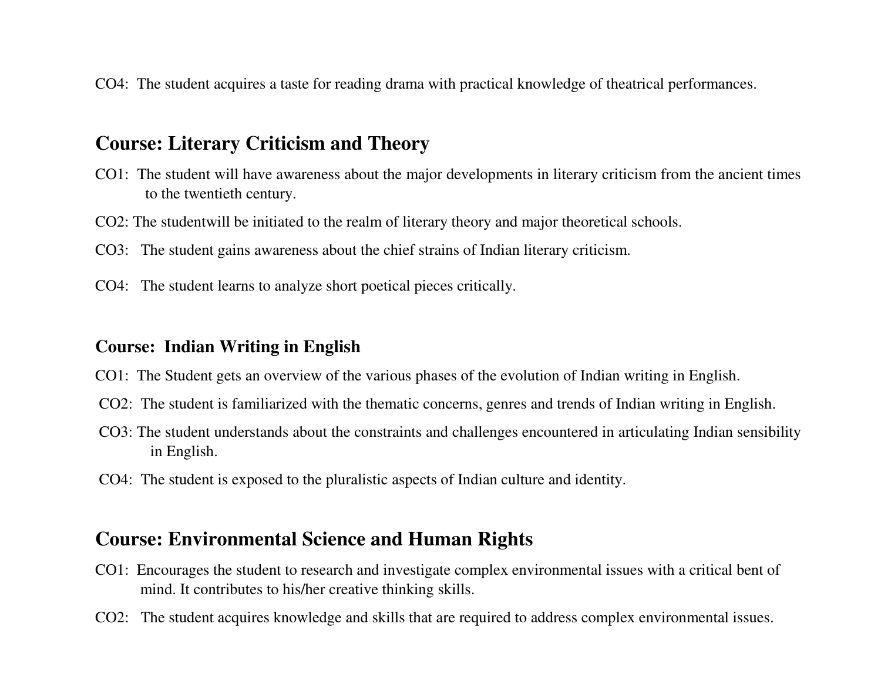CO4: The student acquires a taste for reading drama with practical knowledge of theatrical performances.

## Course: Literary Criticism and Theory

CO1: The student will have awareness about the major developments in literary criticism from the ancient times to the twentieth century.

CO2: The studentwill be initiated to the realm of literary theory and major theoretical schools.

CO3: The student gains awareness about the chief strains of Indian literary criticism.

CO4: The student learns to analyze short poetical pieces critically.

### Course: Indian Writing in English

CO1: The Student gets an overview of the various phases of the evolution of Indian writing in English.

CO2: The student is familiarized with the thematic concerns, genres and trends of Indian writing in English.

CO3: The student understands about the constraints and challenges encountered in articulating Indian sensibility in English.

CO4: The student is exposed to the pluralistic aspects of Indian culture and identity.

## Course: Environmental Science and Human Rights

CO1: Encourages the student to research and investigate complex environmental issues with a critical bent of mind. It contributes to his/her creative thinking skills.

CO2: The student acquires knowledge and skills that are required to address complex environmental issues.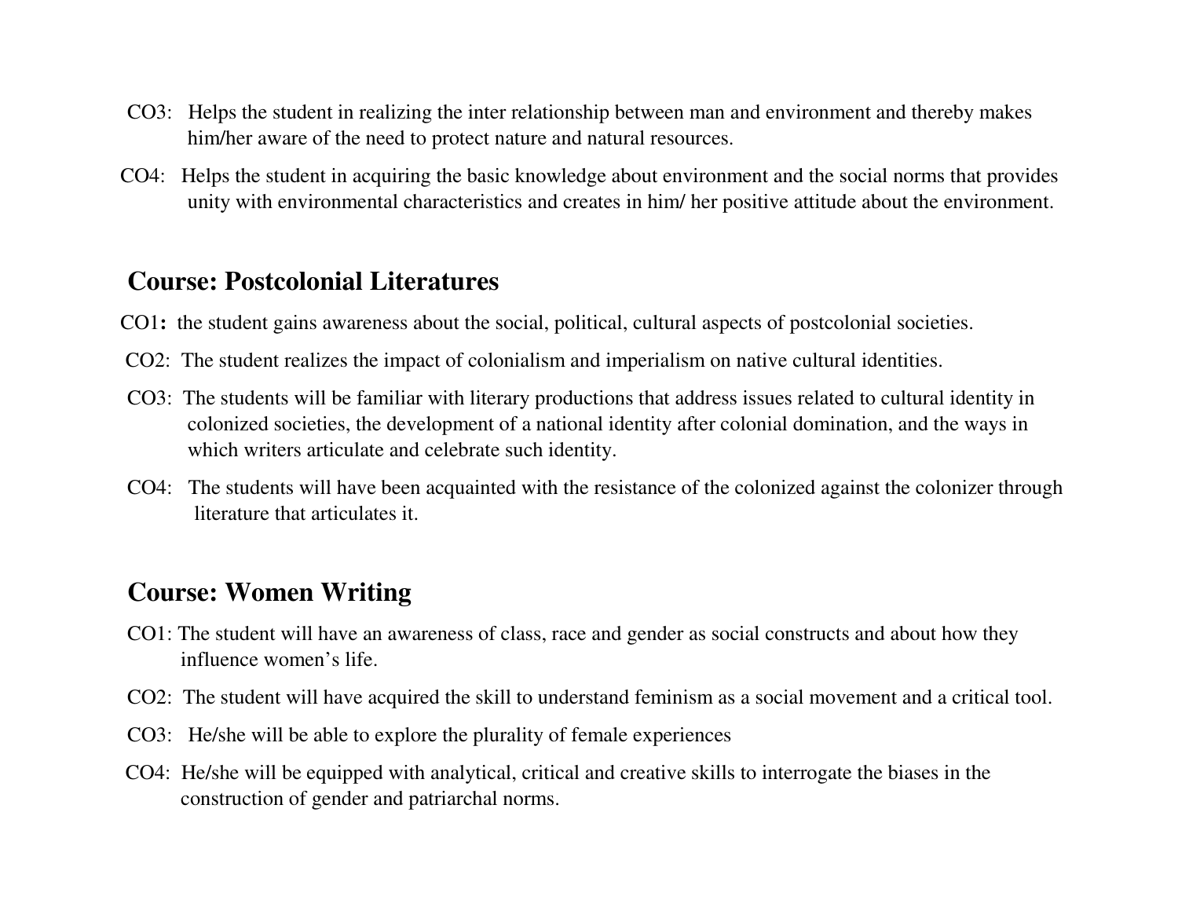CO3: Helps the student in realizing the inter relationship between man and environment and thereby makes him/her aware of the need to protect nature and natural resources.

CO4: Helps the student in acquiring the basic knowledge about environment and the social norms that provides unity with environmental characteristics and creates in him/ her positive attitude about the environment.

## Course: Postcolonial Literatures

CO1**:** the student gains awareness about the social, political, cultural aspects of postcolonial societies.

CO2: The student realizes the impact of colonialism and imperialism on native cultural identities.

CO3: The students will be familiar with literary productions that address issues related to cultural identity in colonized societies, the development of a national identity after colonial domination, and the ways in which writers articulate and celebrate such identity.

CO4: The students will have been acquainted with the resistance of the colonized against the colonizer through literature that articulates it.

## Course: Women Writing

CO1: The student will have an awareness of class, race and gender as social constructs and about how they influence women's life.

CO2: The student will have acquired the skill to understand feminism as a social movement and a critical tool.

CO3: He/she will be able to explore the plurality of female experiences

CO4: He/she will be equipped with analytical, critical and creative skills to interrogate the biases in the construction of gender and patriarchal norms.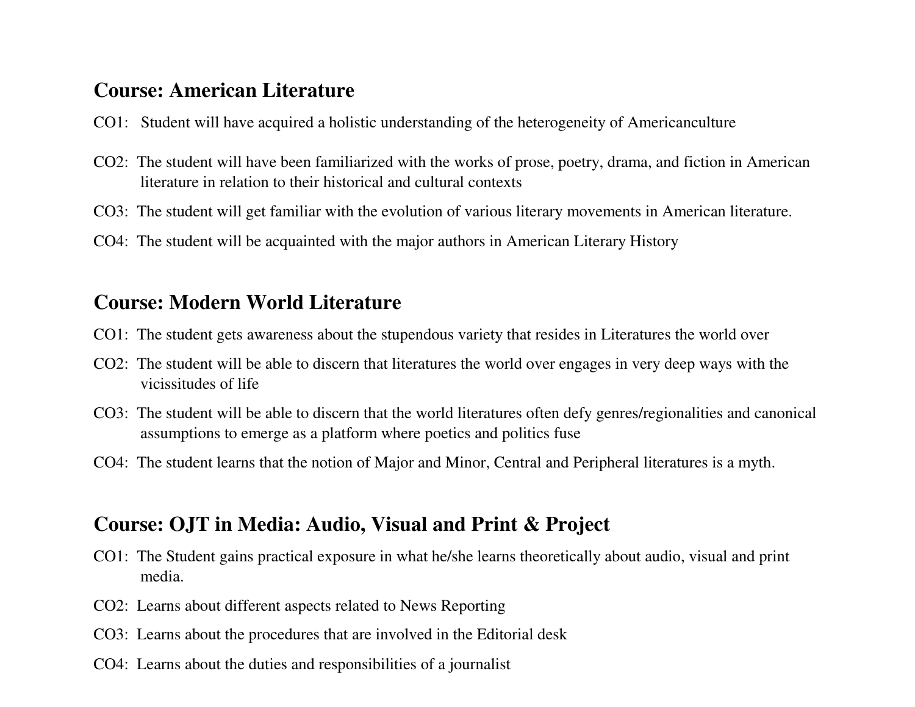## Course: American Literature

CO1: Student will have acquired a holistic understanding of the heterogeneity of Americanculture

CO2: The student will have been familiarized with the works of prose, poetry, drama, and fiction in American literature in relation to their historical and cultural contexts

CO3: The student will get familiar with the evolution of various literary movements in American literature.

CO4: The student will be acquainted with the major authors in American Literary History

## Course: Modern World Literature

CO1: The student gets awareness about the stupendous variety that resides in Literatures the world over

CO2: The student will be able to discern that literatures the world over engages in very deep ways with the vicissitudes of life

CO3: The student will be able to discern that the world literatures often defy genres/regionalities and canonical assumptions to emerge as a platform where poetics and politics fuse

CO4: The student learns that the notion of Major and Minor, Central and Peripheral literatures is a myth.

## Course: OJT in Media: Audio, Visual and Print & Project

CO1: The Student gains practical exposure in what he/she learns theoretically about audio, visual and print media.

CO2: Learns about different aspects related to News Reporting

CO3: Learns about the procedures that are involved in the Editorial desk

CO4: Learns about the duties and responsibilities of a journalist